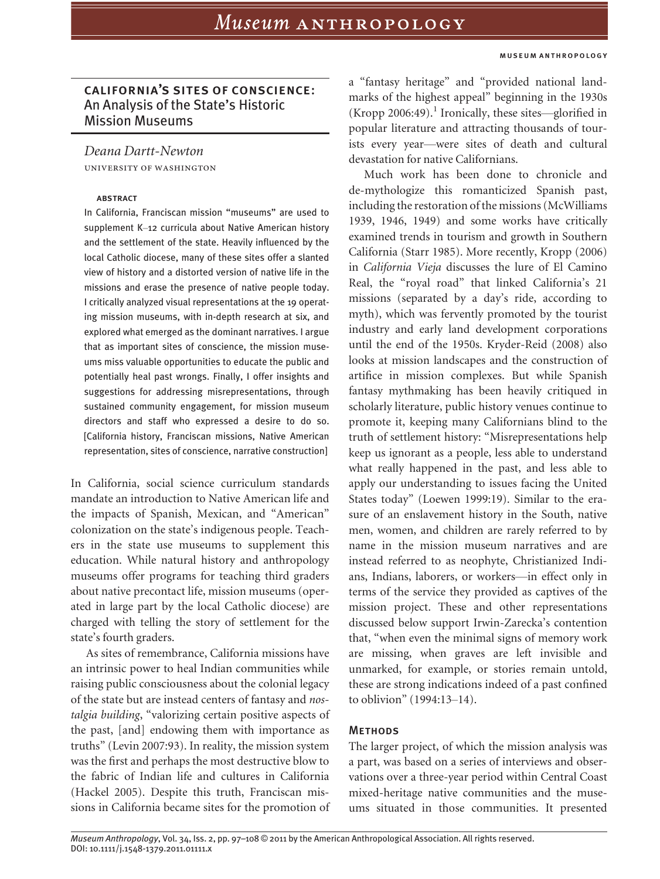# CALIFORNIA'S SITES OF CONSCIENCE: An Analysis of the State's Historic Mission Museums

*Deana Dartt-Newton*

UNIVERSITY OF WASHINGTON

**ABSTRACT**

In California, Franciscan mission "museums" are used to supplement K–12 curricula about Native American history and the settlement of the state. Heavily influenced by the local Catholic diocese, many of these sites offer a slanted view of history and a distorted version of native life in the missions and erase the presence of native people today. I critically analyzed visual representations at the 19 operating mission museums, with in-depth research at six, and explored what emerged as the dominant narratives. I argue that as important sites of conscience, the mission museums miss valuable opportunities to educate the public and potentially heal past wrongs. Finally, I offer insights and suggestions for addressing misrepresentations, through sustained community engagement, for mission museum directors and staff who expressed a desire to do so. [California history, Franciscan missions, Native American representation, sites of conscience, narrative construction]

In California, social science curriculum standards mandate an introduction to Native American life and the impacts of Spanish, Mexican, and "American" colonization on the state's indigenous people. Teachers in the state use museums to supplement this education. While natural history and anthropology museums offer programs for teaching third graders about native precontact life, mission museums (operated in large part by the local Catholic diocese) are charged with telling the story of settlement for the state's fourth graders.

As sites of remembrance, California missions have an intrinsic power to heal Indian communities while raising public consciousness about the colonial legacy of the state but are instead centers of fantasy and *nostalgia building*, "valorizing certain positive aspects of the past, [and] endowing them with importance as truths" (Levin 2007:93). In reality, the mission system was the first and perhaps the most destructive blow to the fabric of Indian life and cultures in California (Hackel 2005). Despite this truth, Franciscan missions in California became sites for the promotion of a "fantasy heritage" and "provided national landmarks of the highest appeal" beginning in the 1930s (Kropp 2006:49).[1] Ironically, these sites—glorified in popular literature and attracting thousands of tourists every year—were sites of death and cultural devastation for native Californians.

Much work has been done to chronicle and de-mythologize this romanticized Spanish past, including the restoration of the missions (McWilliams 1939, 1946, 1949) and some works have critically examined trends in tourism and growth in Southern California (Starr 1985). More recently, Kropp (2006) in *California Vieja* discusses the lure of El Camino Real, the "royal road" that linked California's 21 missions (separated by a day's ride, according to myth), which was fervently promoted by the tourist industry and early land development corporations until the end of the 1950s. Kryder-Reid (2008) also looks at mission landscapes and the construction of artifice in mission complexes. But while Spanish fantasy mythmaking has been heavily critiqued in scholarly literature, public history venues continue to promote it, keeping many Californians blind to the truth of settlement history: "Misrepresentations help keep us ignorant as a people, less able to understand what really happened in the past, and less able to apply our understanding to issues facing the United States today" (Loewen 1999:19). Similar to the erasure of an enslavement history in the South, native men, women, and children are rarely referred to by name in the mission museum narratives and are instead referred to as neophyte, Christianized Indians, Indians, laborers, or workers—in effect only in terms of the service they provided as captives of the mission project. These and other representations discussed below support Irwin-Zarecka's contention that, "when even the minimal signs of memory work are missing, when graves are left invisible and unmarked, for example, or stories remain untold, these are strong indications indeed of a past confined to oblivion" (1994:13–14).

## Methods

The larger project, of which the mission analysis was a part, was based on a series of interviews and observations over a three-year period within Central Coast mixed-heritage native communities and the museums situated in those communities. It presented

*Museum Anthropology*, Vol. 34, Iss. 2, pp. 97–108 © 2011 by the American Anthropological Association. All rights reserved.
DOI: 10.1111/j.1548-1379.2011.01111.x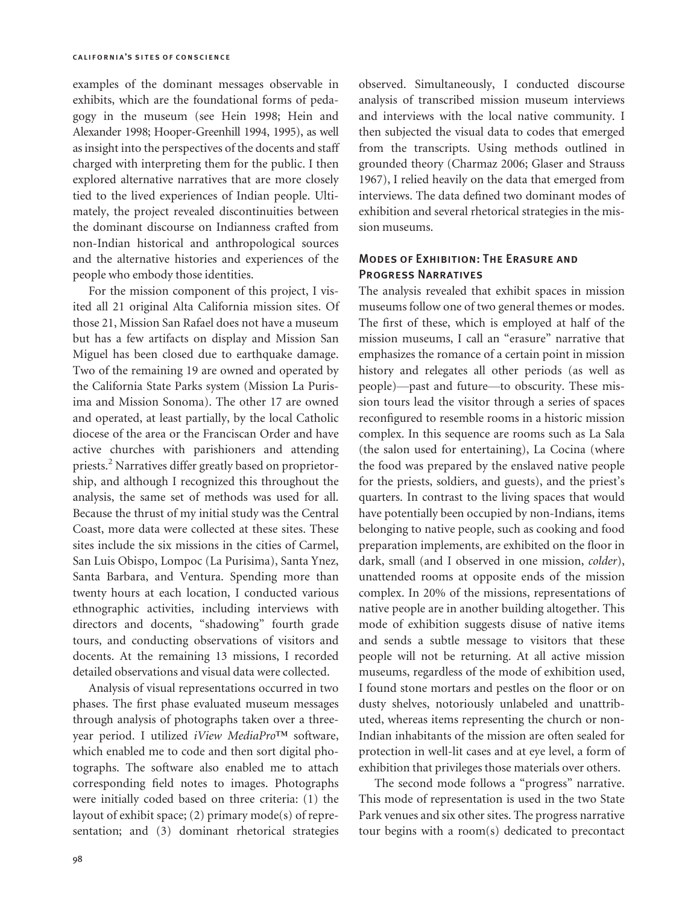examples of the dominant messages observable in exhibits, which are the foundational forms of pedagogy in the museum (see Hein 1998; Hein and Alexander 1998; Hooper-Greenhill 1994, 1995), as well as insight into the perspectives of the docents and staff charged with interpreting them for the public. I then explored alternative narratives that are more closely tied to the lived experiences of Indian people. Ultimately, the project revealed discontinuities between the dominant discourse on Indianness crafted from non-Indian historical and anthropological sources and the alternative histories and experiences of the people who embody those identities.

For the mission component of this project, I visited all 21 original Alta California mission sites. Of those 21, Mission San Rafael does not have a museum but has a few artifacts on display and Mission San Miguel has been closed due to earthquake damage. Two of the remaining 19 are owned and operated by the California State Parks system (Mission La Purisima and Mission Sonoma). The other 17 are owned and operated, at least partially, by the local Catholic diocese of the area or the Franciscan Order and have active churches with parishioners and attending priests.[2] Narratives differ greatly based on proprietorship, and although I recognized this throughout the analysis, the same set of methods was used for all. Because the thrust of my initial study was the Central Coast, more data were collected at these sites. These sites include the six missions in the cities of Carmel, San Luis Obispo, Lompoc (La Purisima), Santa Ynez, Santa Barbara, and Ventura. Spending more than twenty hours at each location, I conducted various ethnographic activities, including interviews with directors and docents, "shadowing" fourth grade tours, and conducting observations of visitors and docents. At the remaining 13 missions, I recorded detailed observations and visual data were collected.

Analysis of visual representations occurred in two phases. The first phase evaluated museum messages through analysis of photographs taken over a three-year period. I utilized *iView MediaPro*™ software, which enabled me to code and then sort digital photographs. The software also enabled me to attach corresponding field notes to images. Photographs were initially coded based on three criteria: (1) the layout of exhibit space; (2) primary mode(s) of representation; and (3) dominant rhetorical strategies observed. Simultaneously, I conducted discourse analysis of transcribed mission museum interviews and interviews with the local native community. I then subjected the visual data to codes that emerged from the transcripts. Using methods outlined in grounded theory (Charmaz 2006; Glaser and Strauss 1967), I relied heavily on the data that emerged from interviews. The data defined two dominant modes of exhibition and several rhetorical strategies in the mission museums.

## Modes of Exhibition: The Erasure and Progress Narratives

The analysis revealed that exhibit spaces in mission museums follow one of two general themes or modes. The first of these, which is employed at half of the mission museums, I call an "erasure" narrative that emphasizes the romance of a certain point in mission history and relegates all other periods (as well as people)—past and future—to obscurity. These mission tours lead the visitor through a series of spaces reconfigured to resemble rooms in a historic mission complex. In this sequence are rooms such as La Sala (the salon used for entertaining), La Cocina (where the food was prepared by the enslaved native people for the priests, soldiers, and guests), and the priest's quarters. In contrast to the living spaces that would have potentially been occupied by non-Indians, items belonging to native people, such as cooking and food preparation implements, are exhibited on the floor in dark, small (and I observed in one mission, *colder*), unattended rooms at opposite ends of the mission complex. In 20% of the missions, representations of native people are in another building altogether. This mode of exhibition suggests disuse of native items and sends a subtle message to visitors that these people will not be returning. At all active mission museums, regardless of the mode of exhibition used, I found stone mortars and pestles on the floor or on dusty shelves, notoriously unlabeled and unattributed, whereas items representing the church or non-Indian inhabitants of the mission are often sealed for protection in well-lit cases and at eye level, a form of exhibition that privileges those materials over others.

The second mode follows a "progress" narrative. This mode of representation is used in the two State Park venues and six other sites. The progress narrative tour begins with a room(s) dedicated to precontact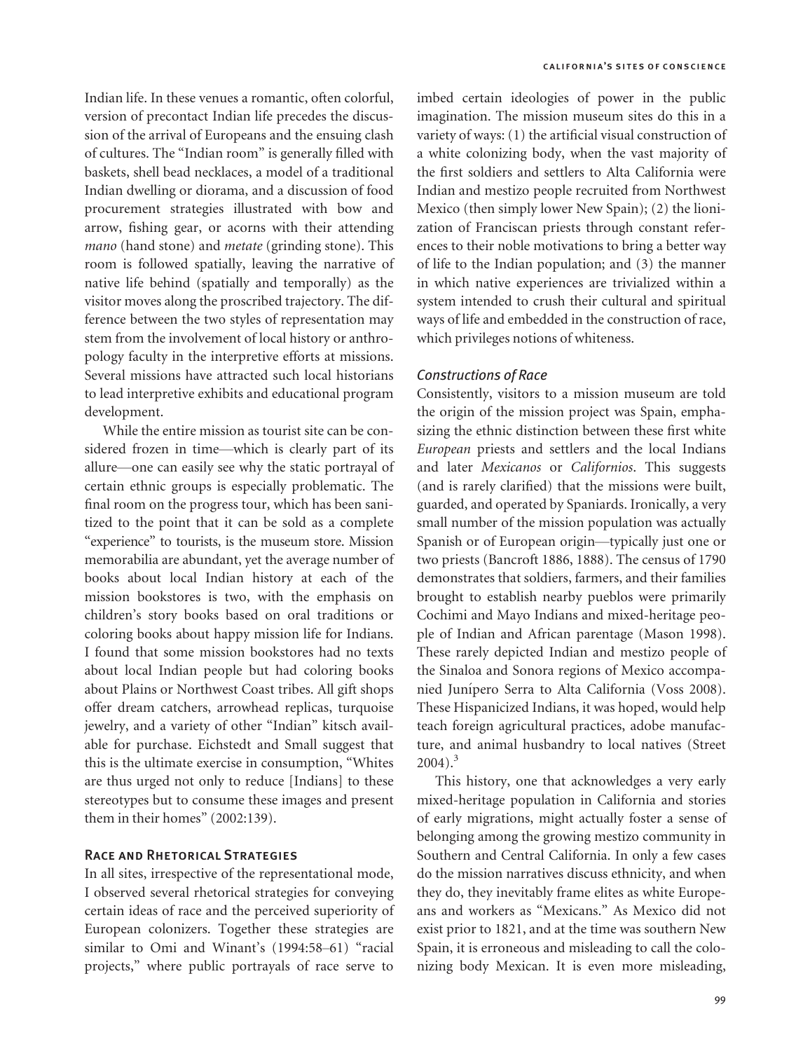Indian life. In these venues a romantic, often colorful, version of precontact Indian life precedes the discussion of the arrival of Europeans and the ensuing clash of cultures. The "Indian room" is generally filled with baskets, shell bead necklaces, a model of a traditional Indian dwelling or diorama, and a discussion of food procurement strategies illustrated with bow and arrow, fishing gear, or acorns with their attending *mano* (hand stone) and *metate* (grinding stone). This room is followed spatially, leaving the narrative of native life behind (spatially and temporally) as the visitor moves along the proscribed trajectory. The difference between the two styles of representation may stem from the involvement of local history or anthropology faculty in the interpretive efforts at missions. Several missions have attracted such local historians to lead interpretive exhibits and educational program development.

While the entire mission as tourist site can be considered frozen in time—which is clearly part of its allure—one can easily see why the static portrayal of certain ethnic groups is especially problematic. The final room on the progress tour, which has been sanitized to the point that it can be sold as a complete "experience" to tourists, is the museum store. Mission memorabilia are abundant, yet the average number of books about local Indian history at each of the mission bookstores is two, with the emphasis on children's story books based on oral traditions or coloring books about happy mission life for Indians. I found that some mission bookstores had no texts about local Indian people but had coloring books about Plains or Northwest Coast tribes. All gift shops offer dream catchers, arrowhead replicas, turquoise jewelry, and a variety of other "Indian" kitsch available for purchase. Eichstedt and Small suggest that this is the ultimate exercise in consumption, "Whites are thus urged not only to reduce [Indians] to these stereotypes but to consume these images and present them in their homes" (2002:139).

## Race and Rhetorical Strategies

In all sites, irrespective of the representational mode, I observed several rhetorical strategies for conveying certain ideas of race and the perceived superiority of European colonizers. Together these strategies are similar to Omi and Winant's (1994:58–61) "racial projects," where public portrayals of race serve to imbed certain ideologies of power in the public imagination. The mission museum sites do this in a variety of ways: (1) the artificial visual construction of a white colonizing body, when the vast majority of the first soldiers and settlers to Alta California were Indian and mestizo people recruited from Northwest Mexico (then simply lower New Spain); (2) the lionization of Franciscan priests through constant references to their noble motivations to bring a better way of life to the Indian population; and (3) the manner in which native experiences are trivialized within a system intended to crush their cultural and spiritual ways of life and embedded in the construction of race, which privileges notions of whiteness.

### *Constructions of Race*

Consistently, visitors to a mission museum are told the origin of the mission project was Spain, emphasizing the ethnic distinction between these first white *European* priests and settlers and the local Indians and later *Mexicanos* or *Californios*. This suggests (and is rarely clarified) that the missions were built, guarded, and operated by Spaniards. Ironically, a very small number of the mission population was actually Spanish or of European origin—typically just one or two priests (Bancroft 1886, 1888). The census of 1790 demonstrates that soldiers, farmers, and their families brought to establish nearby pueblos were primarily Cochimi and Mayo Indians and mixed-heritage people of Indian and African parentage (Mason 1998). These rarely depicted Indian and mestizo people of the Sinaloa and Sonora regions of Mexico accompanied Junípero Serra to Alta California (Voss 2008). These Hispanicized Indians, it was hoped, would help teach foreign agricultural practices, adobe manufacture, and animal husbandry to local natives (Street 2004).[3]

This history, one that acknowledges a very early mixed-heritage population in California and stories of early migrations, might actually foster a sense of belonging among the growing mestizo community in Southern and Central California. In only a few cases do the mission narratives discuss ethnicity, and when they do, they inevitably frame elites as white Europeans and workers as "Mexicans." As Mexico did not exist prior to 1821, and at the time was southern New Spain, it is erroneous and misleading to call the colonizing body Mexican. It is even more misleading,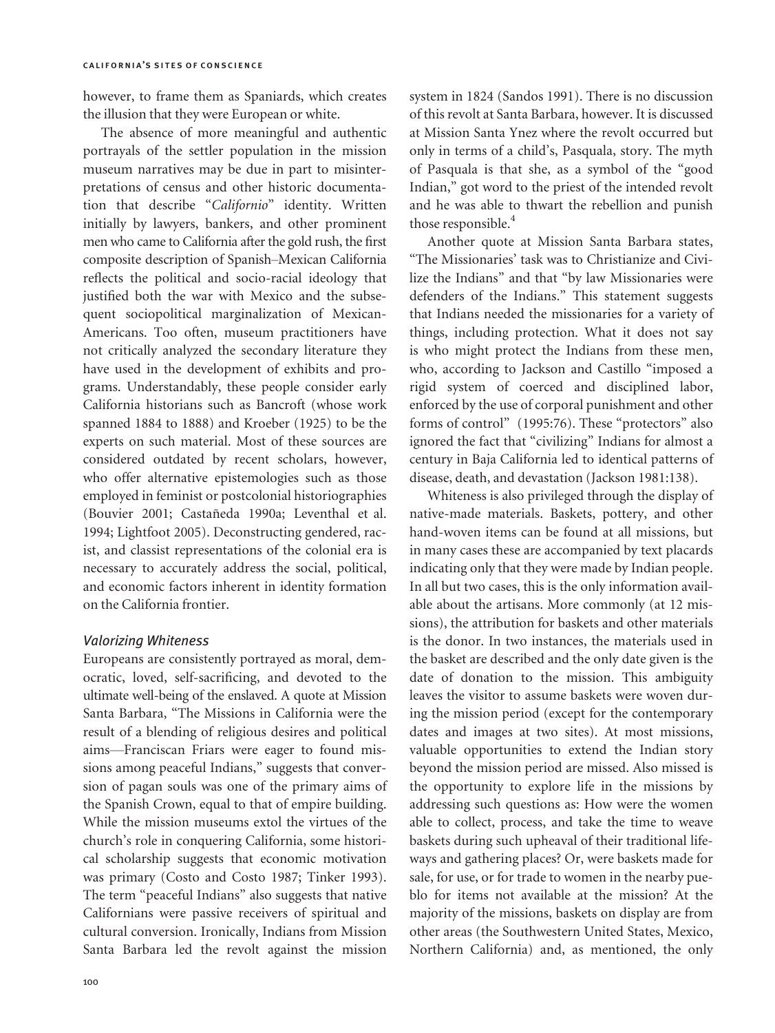however, to frame them as Spaniards, which creates the illusion that they were European or white.

The absence of more meaningful and authentic portrayals of the settler population in the mission museum narratives may be due in part to misinterpretations of census and other historic documentation that describe "*Californio*" identity. Written initially by lawyers, bankers, and other prominent men who came to California after the gold rush, the first composite description of Spanish–Mexican California reflects the political and socio-racial ideology that justified both the war with Mexico and the subsequent sociopolitical marginalization of Mexican-Americans. Too often, museum practitioners have not critically analyzed the secondary literature they have used in the development of exhibits and programs. Understandably, these people consider early California historians such as Bancroft (whose work spanned 1884 to 1888) and Kroeber (1925) to be the experts on such material. Most of these sources are considered outdated by recent scholars, however, who offer alternative epistemologies such as those employed in feminist or postcolonial historiographies (Bouvier 2001; Castañeda 1990a; Leventhal et al. 1994; Lightfoot 2005). Deconstructing gendered, racist, and classist representations of the colonial era is necessary to accurately address the social, political, and economic factors inherent in identity formation on the California frontier.

### *Valorizing Whiteness*

Europeans are consistently portrayed as moral, democratic, loved, self-sacrificing, and devoted to the ultimate well-being of the enslaved. A quote at Mission Santa Barbara, "The Missions in California were the result of a blending of religious desires and political aims—Franciscan Friars were eager to found missions among peaceful Indians," suggests that conversion of pagan souls was one of the primary aims of the Spanish Crown, equal to that of empire building. While the mission museums extol the virtues of the church's role in conquering California, some historical scholarship suggests that economic motivation was primary (Costo and Costo 1987; Tinker 1993). The term "peaceful Indians" also suggests that native Californians were passive receivers of spiritual and cultural conversion. Ironically, Indians from Mission Santa Barbara led the revolt against the mission system in 1824 (Sandos 1991). There is no discussion of this revolt at Santa Barbara, however. It is discussed at Mission Santa Ynez where the revolt occurred but only in terms of a child's, Pasquala, story. The myth of Pasquala is that she, as a symbol of the "good Indian," got word to the priest of the intended revolt and he was able to thwart the rebellion and punish those responsible.[4]

Another quote at Mission Santa Barbara states, "The Missionaries' task was to Christianize and Civilize the Indians" and that "by law Missionaries were defenders of the Indians." This statement suggests that Indians needed the missionaries for a variety of things, including protection. What it does not say is who might protect the Indians from these men, who, according to Jackson and Castillo "imposed a rigid system of coerced and disciplined labor, enforced by the use of corporal punishment and other forms of control" (1995:76). These "protectors" also ignored the fact that "civilizing" Indians for almost a century in Baja California led to identical patterns of disease, death, and devastation (Jackson 1981:138).

Whiteness is also privileged through the display of native-made materials. Baskets, pottery, and other hand-woven items can be found at all missions, but in many cases these are accompanied by text placards indicating only that they were made by Indian people. In all but two cases, this is the only information available about the artisans. More commonly (at 12 missions), the attribution for baskets and other materials is the donor. In two instances, the materials used in the basket are described and the only date given is the date of donation to the mission. This ambiguity leaves the visitor to assume baskets were woven during the mission period (except for the contemporary dates and images at two sites). At most missions, valuable opportunities to extend the Indian story beyond the mission period are missed. Also missed is the opportunity to explore life in the missions by addressing such questions as: How were the women able to collect, process, and take the time to weave baskets during such upheaval of their traditional lifeways and gathering places? Or, were baskets made for sale, for use, or for trade to women in the nearby pueblo for items not available at the mission? At the majority of the missions, baskets on display are from other areas (the Southwestern United States, Mexico, Northern California) and, as mentioned, the only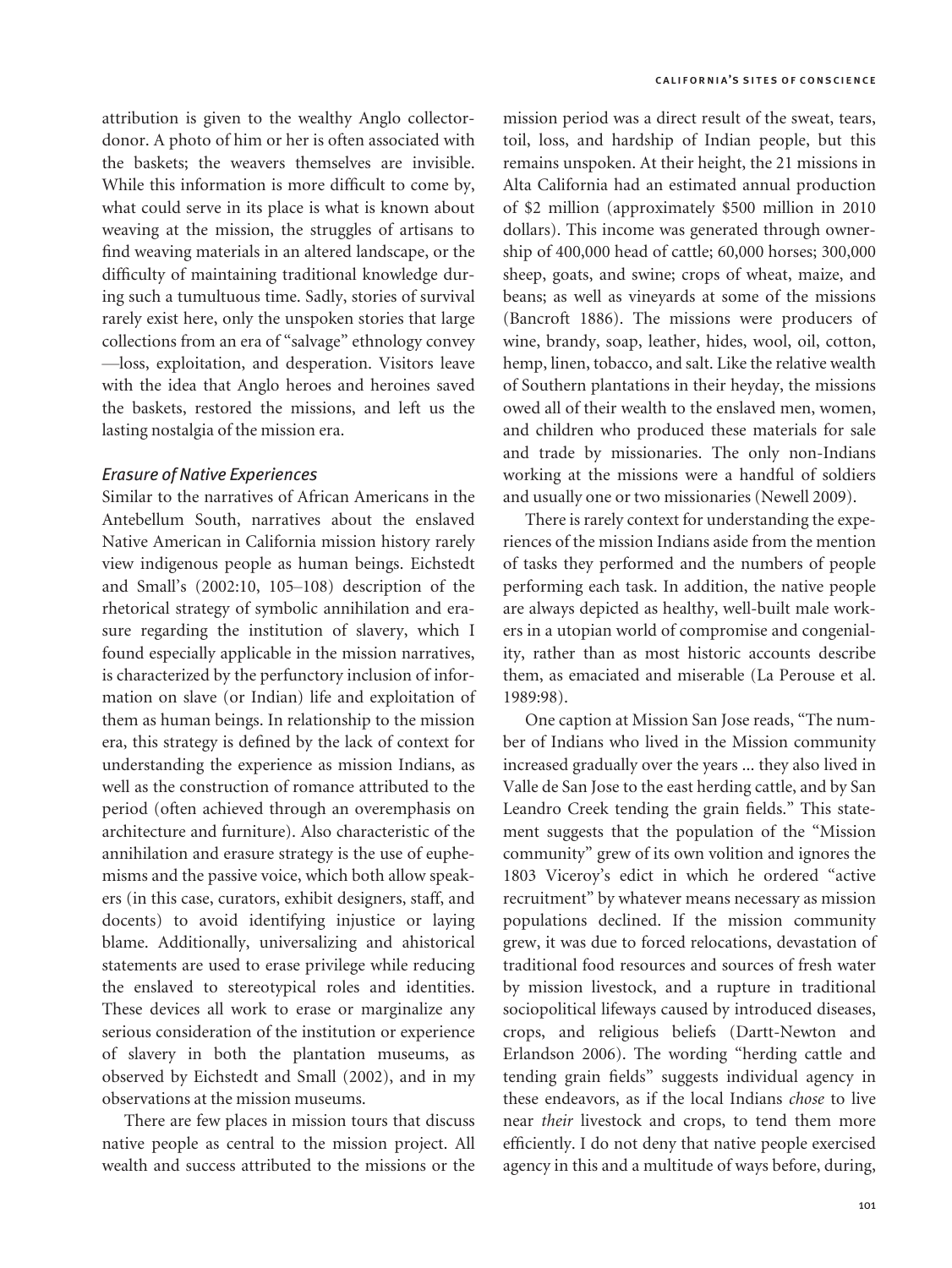attribution is given to the wealthy Anglo collector-donor. A photo of him or her is often associated with the baskets; the weavers themselves are invisible. While this information is more difficult to come by, what could serve in its place is what is known about weaving at the mission, the struggles of artisans to find weaving materials in an altered landscape, or the difficulty of maintaining traditional knowledge during such a tumultuous time. Sadly, stories of survival rarely exist here, only the unspoken stories that large collections from an era of "salvage" ethnology convey —loss, exploitation, and desperation. Visitors leave with the idea that Anglo heroes and heroines saved the baskets, restored the missions, and left us the lasting nostalgia of the mission era.

### *Erasure of Native Experiences*

Similar to the narratives of African Americans in the Antebellum South, narratives about the enslaved Native American in California mission history rarely view indigenous people as human beings. Eichstedt and Small's (2002:10, 105–108) description of the rhetorical strategy of symbolic annihilation and erasure regarding the institution of slavery, which I found especially applicable in the mission narratives, is characterized by the perfunctory inclusion of information on slave (or Indian) life and exploitation of them as human beings. In relationship to the mission era, this strategy is defined by the lack of context for understanding the experience as mission Indians, as well as the construction of romance attributed to the period (often achieved through an overemphasis on architecture and furniture). Also characteristic of the annihilation and erasure strategy is the use of euphemisms and the passive voice, which both allow speakers (in this case, curators, exhibit designers, staff, and docents) to avoid identifying injustice or laying blame. Additionally, universalizing and ahistorical statements are used to erase privilege while reducing the enslaved to stereotypical roles and identities. These devices all work to erase or marginalize any serious consideration of the institution or experience of slavery in both the plantation museums, as observed by Eichstedt and Small (2002), and in my observations at the mission museums.

There are few places in mission tours that discuss native people as central to the mission project. All wealth and success attributed to the missions or the mission period was a direct result of the sweat, tears, toil, loss, and hardship of Indian people, but this remains unspoken. At their height, the 21 missions in Alta California had an estimated annual production of $2 million (approximately $500 million in 2010 dollars). This income was generated through ownership of 400,000 head of cattle; 60,000 horses; 300,000 sheep, goats, and swine; crops of wheat, maize, and beans; as well as vineyards at some of the missions (Bancroft 1886). The missions were producers of wine, brandy, soap, leather, hides, wool, oil, cotton, hemp, linen, tobacco, and salt. Like the relative wealth of Southern plantations in their heyday, the missions owed all of their wealth to the enslaved men, women, and children who produced these materials for sale and trade by missionaries. The only non-Indians working at the missions were a handful of soldiers and usually one or two missionaries (Newell 2009).

There is rarely context for understanding the experiences of the mission Indians aside from the mention of tasks they performed and the numbers of people performing each task. In addition, the native people are always depicted as healthy, well-built male workers in a utopian world of compromise and congeniality, rather than as most historic accounts describe them, as emaciated and miserable (La Perouse et al. 1989:98).

One caption at Mission San Jose reads, "The number of Indians who lived in the Mission community increased gradually over the years ... they also lived in Valle de San Jose to the east herding cattle, and by San Leandro Creek tending the grain fields." This statement suggests that the population of the "Mission community" grew of its own volition and ignores the 1803 Viceroy's edict in which he ordered "active recruitment" by whatever means necessary as mission populations declined. If the mission community grew, it was due to forced relocations, devastation of traditional food resources and sources of fresh water by mission livestock, and a rupture in traditional sociopolitical lifeways caused by introduced diseases, crops, and religious beliefs (Dartt-Newton and Erlandson 2006). The wording "herding cattle and tending grain fields" suggests individual agency in these endeavors, as if the local Indians *chose* to live near *their* livestock and crops, to tend them more efficiently. I do not deny that native people exercised agency in this and a multitude of ways before, during,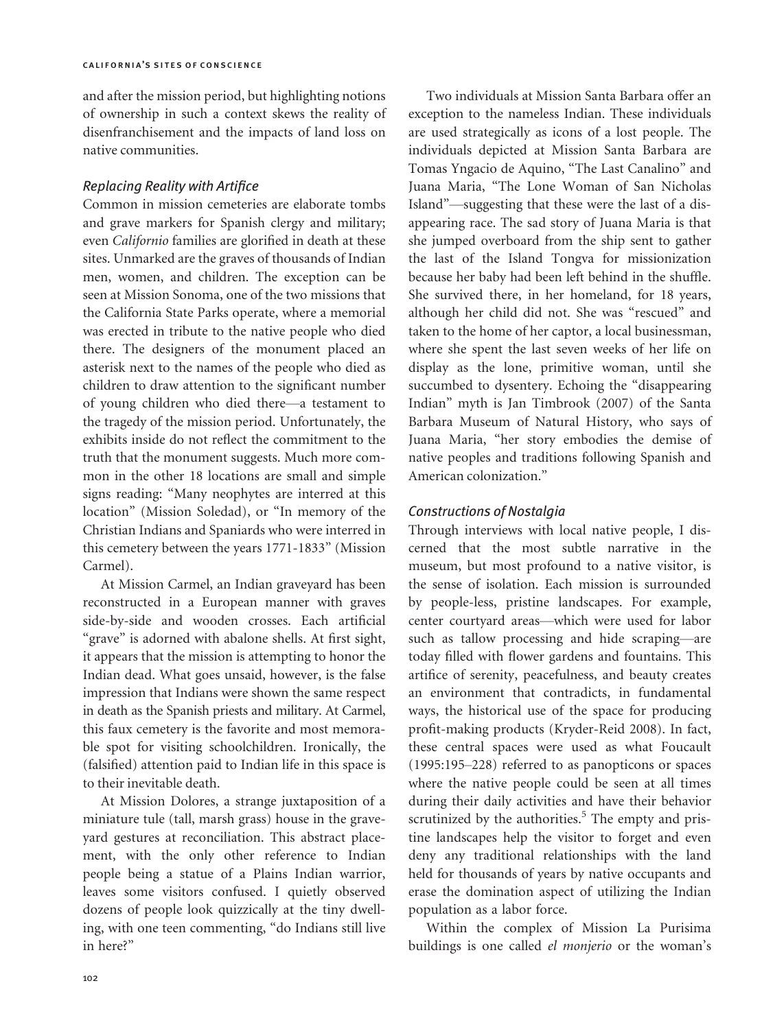and after the mission period, but highlighting notions of ownership in such a context skews the reality of disenfranchisement and the impacts of land loss on native communities.

### *Replacing Reality with Artifice*

Common in mission cemeteries are elaborate tombs and grave markers for Spanish clergy and military; even *Californio* families are glorified in death at these sites. Unmarked are the graves of thousands of Indian men, women, and children. The exception can be seen at Mission Sonoma, one of the two missions that the California State Parks operate, where a memorial was erected in tribute to the native people who died there. The designers of the monument placed an asterisk next to the names of the people who died as children to draw attention to the significant number of young children who died there—a testament to the tragedy of the mission period. Unfortunately, the exhibits inside do not reflect the commitment to the truth that the monument suggests. Much more common in the other 18 locations are small and simple signs reading: "Many neophytes are interred at this location" (Mission Soledad), or "In memory of the Christian Indians and Spaniards who were interred in this cemetery between the years 1771-1833" (Mission Carmel).

At Mission Carmel, an Indian graveyard has been reconstructed in a European manner with graves side-by-side and wooden crosses. Each artificial "grave" is adorned with abalone shells. At first sight, it appears that the mission is attempting to honor the Indian dead. What goes unsaid, however, is the false impression that Indians were shown the same respect in death as the Spanish priests and military. At Carmel, this faux cemetery is the favorite and most memorable spot for visiting schoolchildren. Ironically, the (falsified) attention paid to Indian life in this space is to their inevitable death.

At Mission Dolores, a strange juxtaposition of a miniature tule (tall, marsh grass) house in the graveyard gestures at reconciliation. This abstract placement, with the only other reference to Indian people being a statue of a Plains Indian warrior, leaves some visitors confused. I quietly observed dozens of people look quizzically at the tiny dwelling, with one teen commenting, "do Indians still live in here?"

Two individuals at Mission Santa Barbara offer an exception to the nameless Indian. These individuals are used strategically as icons of a lost people. The individuals depicted at Mission Santa Barbara are Tomas Yngacio de Aquino, "The Last Canalino" and Juana Maria, "The Lone Woman of San Nicholas Island"—suggesting that these were the last of a disappearing race. The sad story of Juana Maria is that she jumped overboard from the ship sent to gather the last of the Island Tongva for missionization because her baby had been left behind in the shuffle. She survived there, in her homeland, for 18 years, although her child did not. She was "rescued" and taken to the home of her captor, a local businessman, where she spent the last seven weeks of her life on display as the lone, primitive woman, until she succumbed to dysentery. Echoing the "disappearing Indian" myth is Jan Timbrook (2007) of the Santa Barbara Museum of Natural History, who says of Juana Maria, "her story embodies the demise of native peoples and traditions following Spanish and American colonization."

### *Constructions of Nostalgia*

Through interviews with local native people, I discerned that the most subtle narrative in the museum, but most profound to a native visitor, is the sense of isolation. Each mission is surrounded by people-less, pristine landscapes. For example, center courtyard areas—which were used for labor such as tallow processing and hide scraping—are today filled with flower gardens and fountains. This artifice of serenity, peacefulness, and beauty creates an environment that contradicts, in fundamental ways, the historical use of the space for producing profit-making products (Kryder-Reid 2008). In fact, these central spaces were used as what Foucault (1995:195–228) referred to as panopticons or spaces where the native people could be seen at all times during their daily activities and have their behavior scrutinized by the authorities.[5] The empty and pristine landscapes help the visitor to forget and even deny any traditional relationships with the land held for thousands of years by native occupants and erase the domination aspect of utilizing the Indian population as a labor force.

Within the complex of Mission La Purisima buildings is one called *el monjerio* or the woman's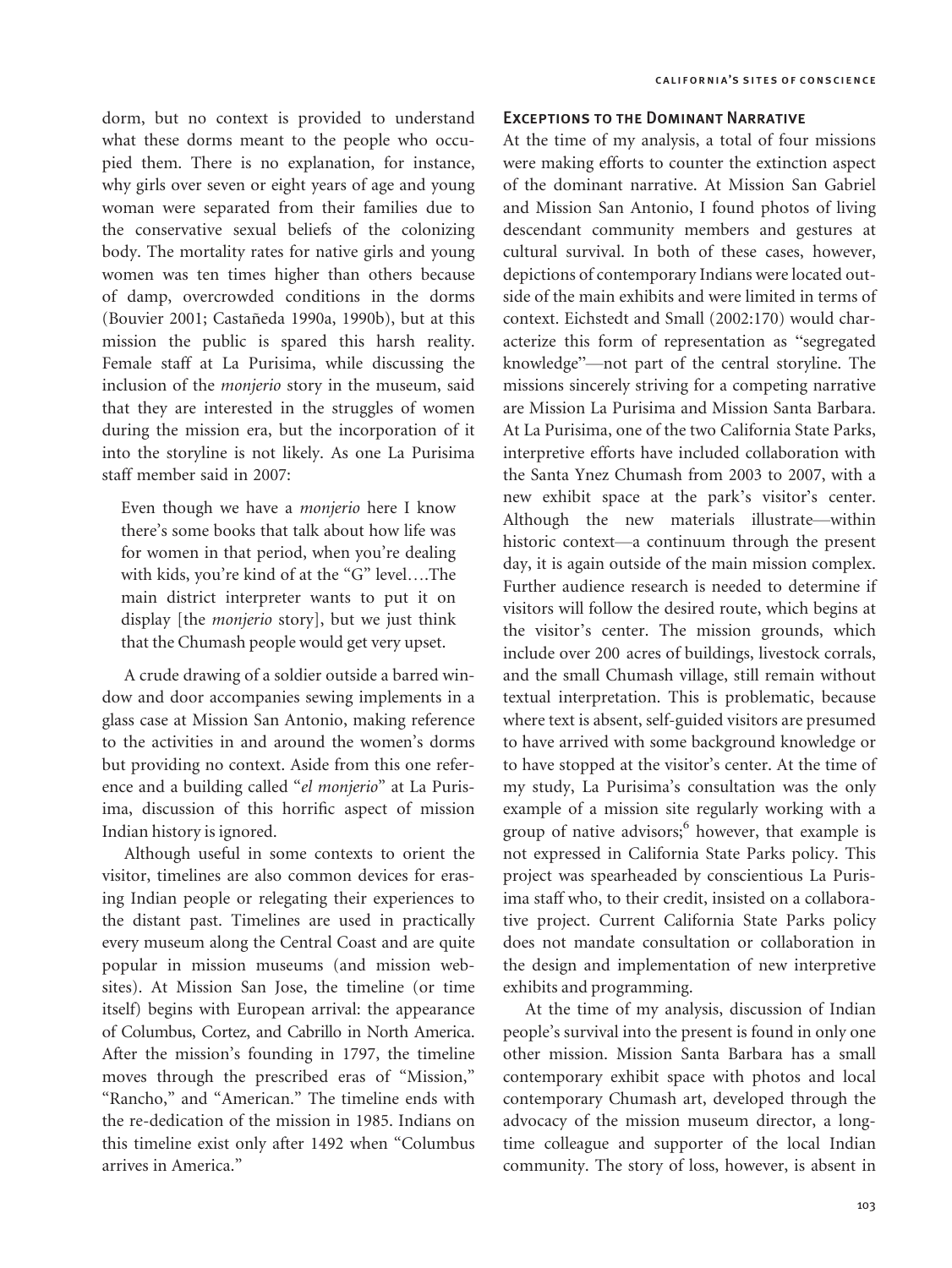dorm, but no context is provided to understand what these dorms meant to the people who occupied them. There is no explanation, for instance, why girls over seven or eight years of age and young woman were separated from their families due to the conservative sexual beliefs of the colonizing body. The mortality rates for native girls and young women was ten times higher than others because of damp, overcrowded conditions in the dorms (Bouvier 2001; Castañeda 1990a, 1990b), but at this mission the public is spared this harsh reality. Female staff at La Purisima, while discussing the inclusion of the *monjerio* story in the museum, said that they are interested in the struggles of women during the mission era, but the incorporation of it into the storyline is not likely. As one La Purisima staff member said in 2007:

> Even though we have a *monjerio* here I know there's some books that talk about how life was for women in that period, when you're dealing with kids, you're kind of at the "G" level….The main district interpreter wants to put it on display [the *monjerio* story], but we just think that the Chumash people would get very upset.

A crude drawing of a soldier outside a barred window and door accompanies sewing implements in a glass case at Mission San Antonio, making reference to the activities in and around the women's dorms but providing no context. Aside from this one reference and a building called "*el monjerio*" at La Purisima, discussion of this horrific aspect of mission Indian history is ignored.

Although useful in some contexts to orient the visitor, timelines are also common devices for erasing Indian people or relegating their experiences to the distant past. Timelines are used in practically every museum along the Central Coast and are quite popular in mission museums (and mission websites). At Mission San Jose, the timeline (or time itself) begins with European arrival: the appearance of Columbus, Cortez, and Cabrillo in North America. After the mission's founding in 1797, the timeline moves through the prescribed eras of "Mission," "Rancho," and "American." The timeline ends with the re-dedication of the mission in 1985. Indians on this timeline exist only after 1492 when "Columbus arrives in America."

## Exceptions to the Dominant Narrative

At the time of my analysis, a total of four missions were making efforts to counter the extinction aspect of the dominant narrative. At Mission San Gabriel and Mission San Antonio, I found photos of living descendant community members and gestures at cultural survival. In both of these cases, however, depictions of contemporary Indians were located outside of the main exhibits and were limited in terms of context. Eichstedt and Small (2002:170) would characterize this form of representation as "segregated knowledge"—not part of the central storyline. The missions sincerely striving for a competing narrative are Mission La Purisima and Mission Santa Barbara. At La Purisima, one of the two California State Parks, interpretive efforts have included collaboration with the Santa Ynez Chumash from 2003 to 2007, with a new exhibit space at the park's visitor's center. Although the new materials illustrate—within historic context—a continuum through the present day, it is again outside of the main mission complex. Further audience research is needed to determine if visitors will follow the desired route, which begins at the visitor's center. The mission grounds, which include over 200 acres of buildings, livestock corrals, and the small Chumash village, still remain without textual interpretation. This is problematic, because where text is absent, self-guided visitors are presumed to have arrived with some background knowledge or to have stopped at the visitor's center. At the time of my study, La Purisima's consultation was the only example of a mission site regularly working with a group of native advisors;[6] however, that example is not expressed in California State Parks policy. This project was spearheaded by conscientious La Purisima staff who, to their credit, insisted on a collaborative project. Current California State Parks policy does not mandate consultation or collaboration in the design and implementation of new interpretive exhibits and programming.

At the time of my analysis, discussion of Indian people's survival into the present is found in only one other mission. Mission Santa Barbara has a small contemporary exhibit space with photos and local contemporary Chumash art, developed through the advocacy of the mission museum director, a longtime colleague and supporter of the local Indian community. The story of loss, however, is absent in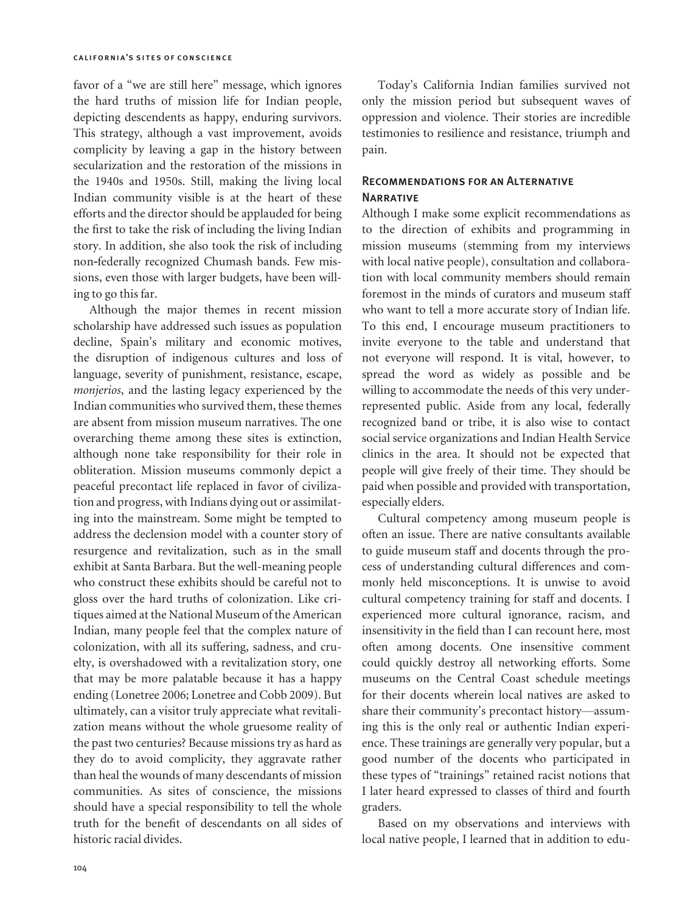favor of a "we are still here" message, which ignores the hard truths of mission life for Indian people, depicting descendents as happy, enduring survivors. This strategy, although a vast improvement, avoids complicity by leaving a gap in the history between secularization and the restoration of the missions in the 1940s and 1950s. Still, making the living local Indian community visible is at the heart of these efforts and the director should be applauded for being the first to take the risk of including the living Indian story. In addition, she also took the risk of including non-federally recognized Chumash bands. Few missions, even those with larger budgets, have been willing to go this far.

Although the major themes in recent mission scholarship have addressed such issues as population decline, Spain's military and economic motives, the disruption of indigenous cultures and loss of language, severity of punishment, resistance, escape, *monjerios*, and the lasting legacy experienced by the Indian communities who survived them, these themes are absent from mission museum narratives. The one overarching theme among these sites is extinction, although none take responsibility for their role in obliteration. Mission museums commonly depict a peaceful precontact life replaced in favor of civilization and progress, with Indians dying out or assimilating into the mainstream. Some might be tempted to address the declension model with a counter story of resurgence and revitalization, such as in the small exhibit at Santa Barbara. But the well-meaning people who construct these exhibits should be careful not to gloss over the hard truths of colonization. Like critiques aimed at the National Museum of the American Indian, many people feel that the complex nature of colonization, with all its suffering, sadness, and cruelty, is overshadowed with a revitalization story, one that may be more palatable because it has a happy ending (Lonetree 2006; Lonetree and Cobb 2009). But ultimately, can a visitor truly appreciate what revitalization means without the whole gruesome reality of the past two centuries? Because missions try as hard as they do to avoid complicity, they aggravate rather than heal the wounds of many descendants of mission communities. As sites of conscience, the missions should have a special responsibility to tell the whole truth for the benefit of descendants on all sides of historic racial divides.

Today's California Indian families survived not only the mission period but subsequent waves of oppression and violence. Their stories are incredible testimonies to resilience and resistance, triumph and pain.

## Recommendations for an Alternative Narrative

Although I make some explicit recommendations as to the direction of exhibits and programming in mission museums (stemming from my interviews with local native people), consultation and collaboration with local community members should remain foremost in the minds of curators and museum staff who want to tell a more accurate story of Indian life. To this end, I encourage museum practitioners to invite everyone to the table and understand that not everyone will respond. It is vital, however, to spread the word as widely as possible and be willing to accommodate the needs of this very underrepresented public. Aside from any local, federally recognized band or tribe, it is also wise to contact social service organizations and Indian Health Service clinics in the area. It should not be expected that people will give freely of their time. They should be paid when possible and provided with transportation, especially elders.

Cultural competency among museum people is often an issue. There are native consultants available to guide museum staff and docents through the process of understanding cultural differences and commonly held misconceptions. It is unwise to avoid cultural competency training for staff and docents. I experienced more cultural ignorance, racism, and insensitivity in the field than I can recount here, most often among docents. One insensitive comment could quickly destroy all networking efforts. Some museums on the Central Coast schedule meetings for their docents wherein local natives are asked to share their community's precontact history—assuming this is the only real or authentic Indian experience. These trainings are generally very popular, but a good number of the docents who participated in these types of "trainings" retained racist notions that I later heard expressed to classes of third and fourth graders.

Based on my observations and interviews with local native people, I learned that in addition to edu-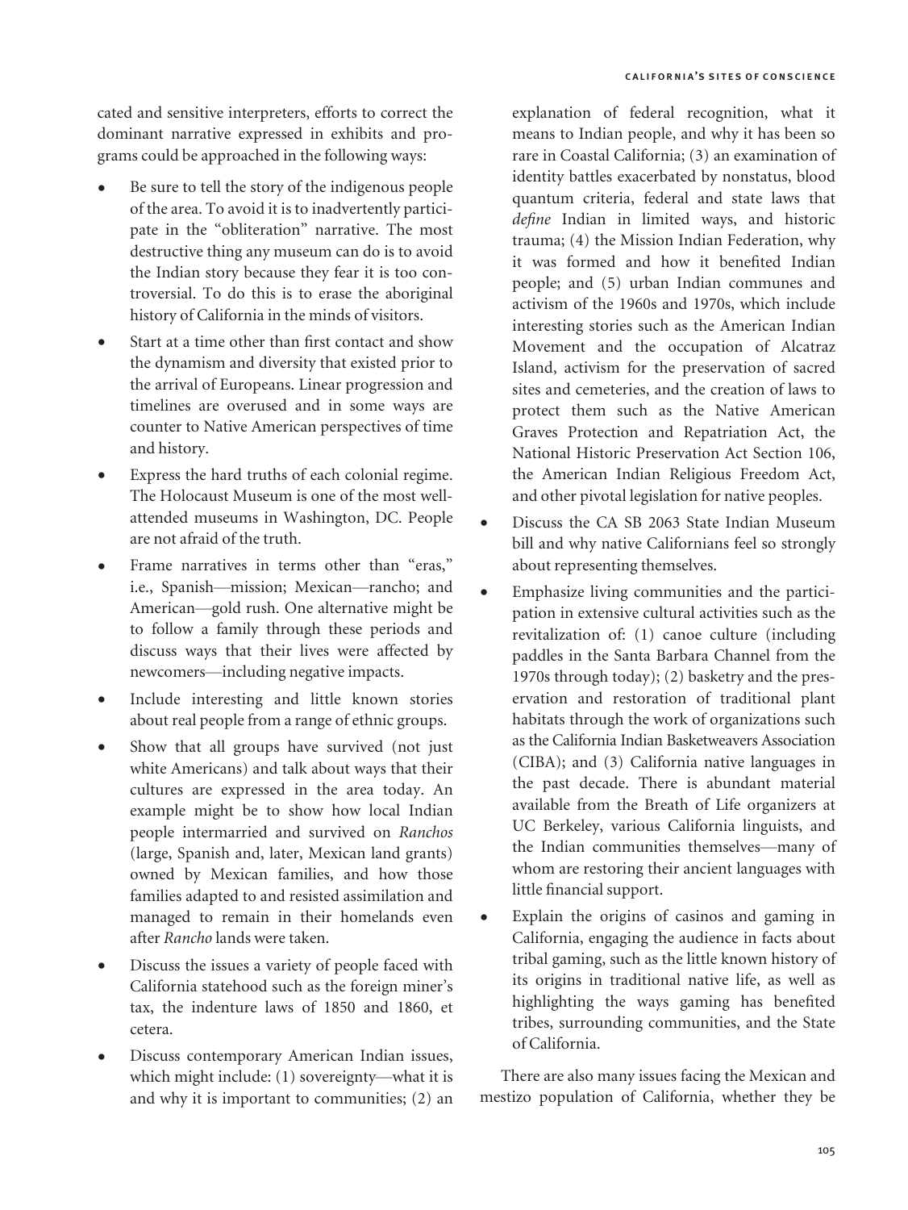cated and sensitive interpreters, efforts to correct the dominant narrative expressed in exhibits and programs could be approached in the following ways:

- Be sure to tell the story of the indigenous people of the area. To avoid it is to inadvertently participate in the "obliteration" narrative. The most destructive thing any museum can do is to avoid the Indian story because they fear it is too controversial. To do this is to erase the aboriginal history of California in the minds of visitors.
- Start at a time other than first contact and show the dynamism and diversity that existed prior to the arrival of Europeans. Linear progression and timelines are overused and in some ways are counter to Native American perspectives of time and history.
- Express the hard truths of each colonial regime. The Holocaust Museum is one of the most well-attended museums in Washington, DC. People are not afraid of the truth.
- Frame narratives in terms other than "eras," i.e., Spanish—mission; Mexican—rancho; and American—gold rush. One alternative might be to follow a family through these periods and discuss ways that their lives were affected by newcomers—including negative impacts.
- Include interesting and little known stories about real people from a range of ethnic groups.
- Show that all groups have survived (not just white Americans) and talk about ways that their cultures are expressed in the area today. An example might be to show how local Indian people intermarried and survived on *Ranchos* (large, Spanish and, later, Mexican land grants) owned by Mexican families, and how those families adapted to and resisted assimilation and managed to remain in their homelands even after *Rancho* lands were taken.
- Discuss the issues a variety of people faced with California statehood such as the foreign miner's tax, the indenture laws of 1850 and 1860, et cetera.
- Discuss contemporary American Indian issues, which might include: (1) sovereignty—what it is and why it is important to communities; (2) an explanation of federal recognition, what it means to Indian people, and why it has been so rare in Coastal California; (3) an examination of identity battles exacerbated by nonstatus, blood quantum criteria, federal and state laws that *define* Indian in limited ways, and historic trauma; (4) the Mission Indian Federation, why it was formed and how it benefited Indian people; and (5) urban Indian communes and activism of the 1960s and 1970s, which include interesting stories such as the American Indian Movement and the occupation of Alcatraz Island, activism for the preservation of sacred sites and cemeteries, and the creation of laws to protect them such as the Native American Graves Protection and Repatriation Act, the National Historic Preservation Act Section 106, the American Indian Religious Freedom Act, and other pivotal legislation for native peoples.
- Discuss the CA SB 2063 State Indian Museum bill and why native Californians feel so strongly about representing themselves.
- Emphasize living communities and the participation in extensive cultural activities such as the revitalization of: (1) canoe culture (including paddles in the Santa Barbara Channel from the 1970s through today); (2) basketry and the preservation and restoration of traditional plant habitats through the work of organizations such as the California Indian Basketweavers Association (CIBA); and (3) California native languages in the past decade. There is abundant material available from the Breath of Life organizers at UC Berkeley, various California linguists, and the Indian communities themselves—many of whom are restoring their ancient languages with little financial support.
- Explain the origins of casinos and gaming in California, engaging the audience in facts about tribal gaming, such as the little known history of its origins in traditional native life, as well as highlighting the ways gaming has benefited tribes, surrounding communities, and the State of California.

There are also many issues facing the Mexican and mestizo population of California, whether they be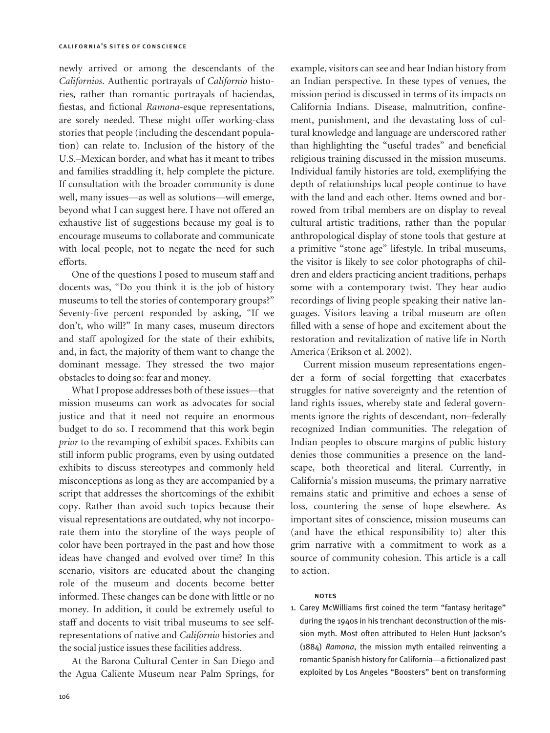newly arrived or among the descendants of the *Californios*. Authentic portrayals of *Californio* histories, rather than romantic portrayals of haciendas, fiestas, and fictional *Ramona*-esque representations, are sorely needed. These might offer working-class stories that people (including the descendant population) can relate to. Inclusion of the history of the U.S.–Mexican border, and what has it meant to tribes and families straddling it, help complete the picture. If consultation with the broader community is done well, many issues—as well as solutions—will emerge, beyond what I can suggest here. I have not offered an exhaustive list of suggestions because my goal is to encourage museums to collaborate and communicate with local people, not to negate the need for such efforts.

One of the questions I posed to museum staff and docents was, "Do you think it is the job of history museums to tell the stories of contemporary groups?" Seventy-five percent responded by asking, "If we don't, who will?" In many cases, museum directors and staff apologized for the state of their exhibits, and, in fact, the majority of them want to change the dominant message. They stressed the two major obstacles to doing so: fear and money.

What I propose addresses both of these issues—that mission museums can work as advocates for social justice and that it need not require an enormous budget to do so. I recommend that this work begin *prior* to the revamping of exhibit spaces. Exhibits can still inform public programs, even by using outdated exhibits to discuss stereotypes and commonly held misconceptions as long as they are accompanied by a script that addresses the shortcomings of the exhibit copy. Rather than avoid such topics because their visual representations are outdated, why not incorporate them into the storyline of the ways people of color have been portrayed in the past and how those ideas have changed and evolved over time? In this scenario, visitors are educated about the changing role of the museum and docents become better informed. These changes can be done with little or no money. In addition, it could be extremely useful to staff and docents to visit tribal museums to see self-representations of native and *Californio* histories and the social justice issues these facilities address.

At the Barona Cultural Center in San Diego and the Agua Caliente Museum near Palm Springs, for example, visitors can see and hear Indian history from an Indian perspective. In these types of venues, the mission period is discussed in terms of its impacts on California Indians. Disease, malnutrition, confinement, punishment, and the devastating loss of cultural knowledge and language are underscored rather than highlighting the "useful trades" and beneficial religious training discussed in the mission museums. Individual family histories are told, exemplifying the depth of relationships local people continue to have with the land and each other. Items owned and borrowed from tribal members are on display to reveal cultural artistic traditions, rather than the popular anthropological display of stone tools that gesture at a primitive "stone age" lifestyle. In tribal museums, the visitor is likely to see color photographs of children and elders practicing ancient traditions, perhaps some with a contemporary twist. They hear audio recordings of living people speaking their native languages. Visitors leaving a tribal museum are often filled with a sense of hope and excitement about the restoration and revitalization of native life in North America (Erikson et al. 2002).

Current mission museum representations engender a form of social forgetting that exacerbates struggles for native sovereignty and the retention of land rights issues, whereby state and federal governments ignore the rights of descendant, non–federally recognized Indian communities. The relegation of Indian peoples to obscure margins of public history denies those communities a presence on the landscape, both theoretical and literal. Currently, in California's mission museums, the primary narrative remains static and primitive and echoes a sense of loss, countering the sense of hope elsewhere. As important sites of conscience, mission museums can (and have the ethical responsibility to) alter this grim narrative with a commitment to work as a source of community cohesion. This article is a call to action.

## NOTES

1. Carey McWilliams first coined the term "fantasy heritage" during the 1940s in his trenchant deconstruction of the mission myth. Most often attributed to Helen Hunt Jackson's (1884) *Ramona*, the mission myth entailed reinventing a romantic Spanish history for California—a fictionalized past exploited by Los Angeles "Boosters" bent on transforming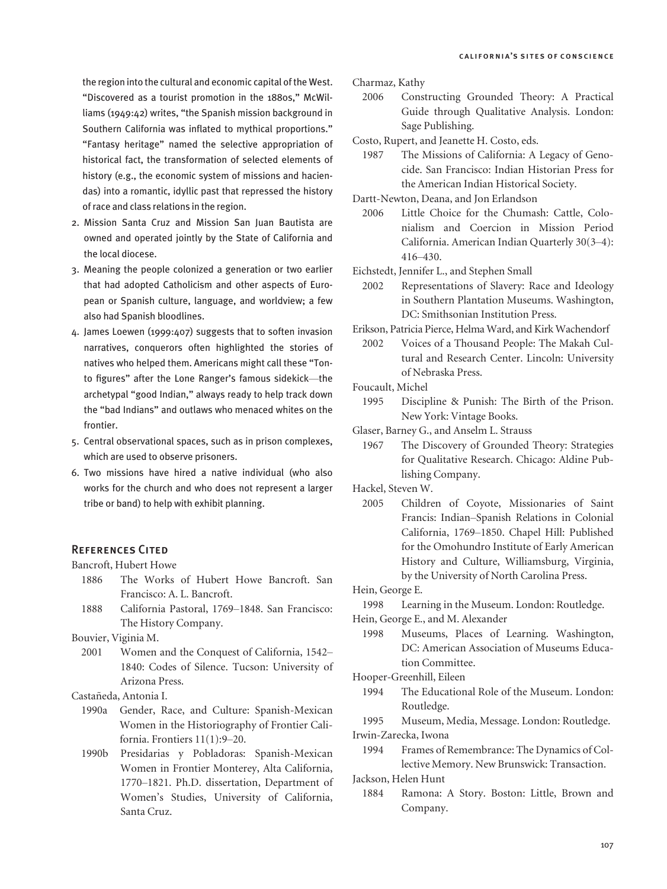the region into the cultural and economic capital of the West. "Discovered as a tourist promotion in the 1880s," McWilliams (1949:42) writes, "the Spanish mission background in Southern California was inflated to mythical proportions." "Fantasy heritage" named the selective appropriation of historical fact, the transformation of selected elements of history (e.g., the economic system of missions and haciendas) into a romantic, idyllic past that repressed the history of race and class relations in the region.

2. Mission Santa Cruz and Mission San Juan Bautista are owned and operated jointly by the State of California and the local diocese.
3. Meaning the people colonized a generation or two earlier that had adopted Catholicism and other aspects of European or Spanish culture, language, and worldview; a few also had Spanish bloodlines.
4. James Loewen (1999:407) suggests that to soften invasion narratives, conquerors often highlighted the stories of natives who helped them. Americans might call these "Tonto figures" after the Lone Ranger's famous sidekick—the archetypal "good Indian," always ready to help track down the "bad Indians" and outlaws who menaced whites on the frontier.
5. Central observational spaces, such as in prison complexes, which are used to observe prisoners.
6. Two missions have hired a native individual (who also works for the church and who does not represent a larger tribe or band) to help with exhibit planning.

## References Cited

Bancroft, Hubert Howe

1886 The Works of Hubert Howe Bancroft. San Francisco: A. L. Bancroft.

1888 California Pastoral, 1769–1848. San Francisco: The History Company.

Bouvier, Viginia M.

2001 Women and the Conquest of California, 1542–1840: Codes of Silence. Tucson: University of Arizona Press.

Castañeda, Antonia I.

1990a Gender, Race, and Culture: Spanish-Mexican Women in the Historiography of Frontier California. Frontiers 11(1):9–20.

1990b Presidarias y Pobladoras: Spanish-Mexican Women in Frontier Monterey, Alta California, 1770–1821. Ph.D. dissertation, Department of Women's Studies, University of California, Santa Cruz.

Charmaz, Kathy

2006 Constructing Grounded Theory: A Practical Guide through Qualitative Analysis. London: Sage Publishing.

Costo, Rupert, and Jeanette H. Costo, eds.

1987 The Missions of California: A Legacy of Genocide. San Francisco: Indian Historian Press for the American Indian Historical Society.

Dartt-Newton, Deana, and Jon Erlandson

2006 Little Choice for the Chumash: Cattle, Colonialism and Coercion in Mission Period California. American Indian Quarterly 30(3–4): 416–430.

Eichstedt, Jennifer L., and Stephen Small

2002 Representations of Slavery: Race and Ideology in Southern Plantation Museums. Washington, DC: Smithsonian Institution Press.

Erikson, Patricia Pierce, Helma Ward, and Kirk Wachendorf

2002 Voices of a Thousand People: The Makah Cultural and Research Center. Lincoln: University of Nebraska Press.

Foucault, Michel

1995 Discipline & Punish: The Birth of the Prison. New York: Vintage Books.

Glaser, Barney G., and Anselm L. Strauss

1967 The Discovery of Grounded Theory: Strategies for Qualitative Research. Chicago: Aldine Publishing Company.

Hackel, Steven W.

2005 Children of Coyote, Missionaries of Saint Francis: Indian–Spanish Relations in Colonial California, 1769–1850. Chapel Hill: Published for the Omohundro Institute of Early American History and Culture, Williamsburg, Virginia, by the University of North Carolina Press.

Hein, George E.

1998 Learning in the Museum. London: Routledge.

Hein, George E., and M. Alexander

1998 Museums, Places of Learning. Washington, DC: American Association of Museums Education Committee.

Hooper-Greenhill, Eileen

1994 The Educational Role of the Museum. London: Routledge.

1995 Museum, Media, Message. London: Routledge.

Irwin-Zarecka, Iwona

1994 Frames of Remembrance: The Dynamics of Collective Memory. New Brunswick: Transaction.

Jackson, Helen Hunt

1884 Ramona: A Story. Boston: Little, Brown and Company.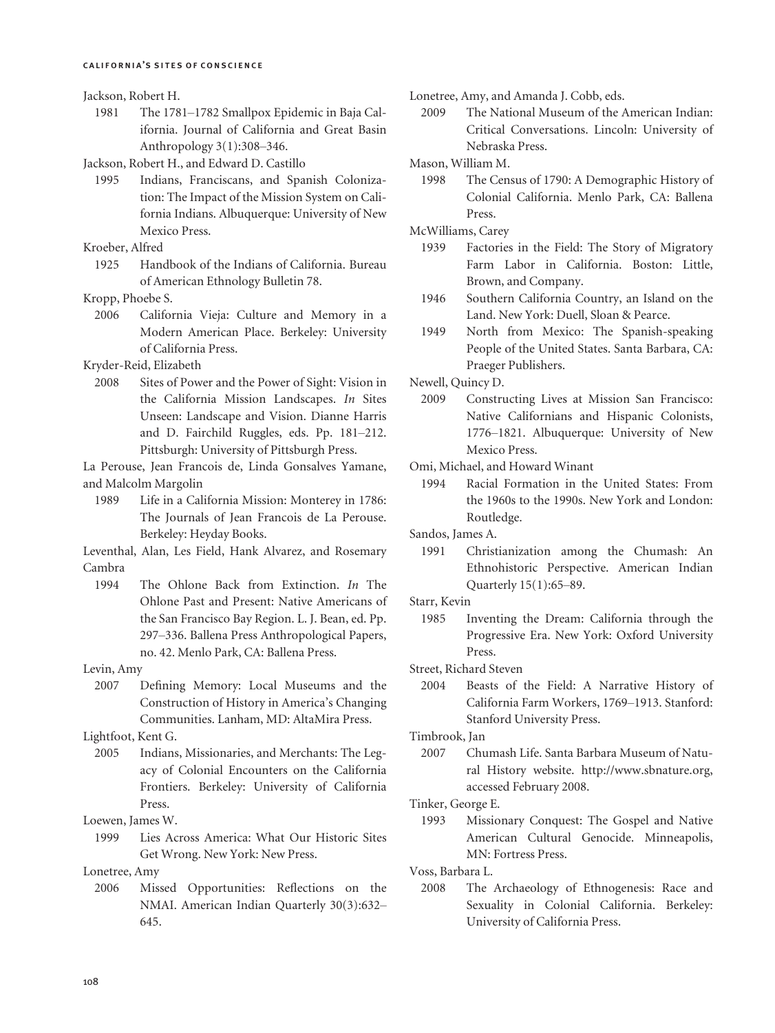Jackson, Robert H.

1981 The 1781–1782 Smallpox Epidemic in Baja California. Journal of California and Great Basin Anthropology 3(1):308–346.

Jackson, Robert H., and Edward D. Castillo

1995 Indians, Franciscans, and Spanish Colonization: The Impact of the Mission System on California Indians. Albuquerque: University of New Mexico Press.

Kroeber, Alfred

1925 Handbook of the Indians of California. Bureau of American Ethnology Bulletin 78.

Kropp, Phoebe S.

2006 California Vieja: Culture and Memory in a Modern American Place. Berkeley: University of California Press.

Kryder-Reid, Elizabeth

2008 Sites of Power and the Power of Sight: Vision in the California Mission Landscapes. *In* Sites Unseen: Landscape and Vision. Dianne Harris and D. Fairchild Ruggles, eds. Pp. 181–212. Pittsburgh: University of Pittsburgh Press.

La Perouse, Jean Francois de, Linda Gonsalves Yamane, and Malcolm Margolin

1989 Life in a California Mission: Monterey in 1786: The Journals of Jean Francois de La Perouse. Berkeley: Heyday Books.

Leventhal, Alan, Les Field, Hank Alvarez, and Rosemary Cambra

1994 The Ohlone Back from Extinction. *In* The Ohlone Past and Present: Native Americans of the San Francisco Bay Region. L. J. Bean, ed. Pp. 297–336. Ballena Press Anthropological Papers, no. 42. Menlo Park, CA: Ballena Press.

Levin, Amy

2007 Defining Memory: Local Museums and the Construction of History in America's Changing Communities. Lanham, MD: AltaMira Press.

Lightfoot, Kent G.

2005 Indians, Missionaries, and Merchants: The Legacy of Colonial Encounters on the California Frontiers. Berkeley: University of California Press.

Loewen, James W.

1999 Lies Across America: What Our Historic Sites Get Wrong. New York: New Press.

Lonetree, Amy

2006 Missed Opportunities: Reflections on the NMAI. American Indian Quarterly 30(3):632–645.

Lonetree, Amy, and Amanda J. Cobb, eds.

2009 The National Museum of the American Indian: Critical Conversations. Lincoln: University of Nebraska Press.

Mason, William M.

1998 The Census of 1790: A Demographic History of Colonial California. Menlo Park, CA: Ballena Press.

McWilliams, Carey

1939 Factories in the Field: The Story of Migratory Farm Labor in California. Boston: Little, Brown, and Company.

1946 Southern California Country, an Island on the Land. New York: Duell, Sloan & Pearce.

1949 North from Mexico: The Spanish-speaking People of the United States. Santa Barbara, CA: Praeger Publishers.

Newell, Quincy D.

2009 Constructing Lives at Mission San Francisco: Native Californians and Hispanic Colonists, 1776–1821. Albuquerque: University of New Mexico Press.

Omi, Michael, and Howard Winant

1994 Racial Formation in the United States: From the 1960s to the 1990s. New York and London: Routledge.

Sandos, James A.

1991 Christianization among the Chumash: An Ethnohistoric Perspective. American Indian Quarterly 15(1):65–89.

Starr, Kevin

1985 Inventing the Dream: California through the Progressive Era. New York: Oxford University Press.

Street, Richard Steven

2004 Beasts of the Field: A Narrative History of California Farm Workers, 1769–1913. Stanford: Stanford University Press.

Timbrook, Jan

2007 Chumash Life. Santa Barbara Museum of Natural History website. http://www.sbnature.org, accessed February 2008.

Tinker, George E.

1993 Missionary Conquest: The Gospel and Native American Cultural Genocide. Minneapolis, MN: Fortress Press.

Voss, Barbara L.

2008 The Archaeology of Ethnogenesis: Race and Sexuality in Colonial California. Berkeley: University of California Press.